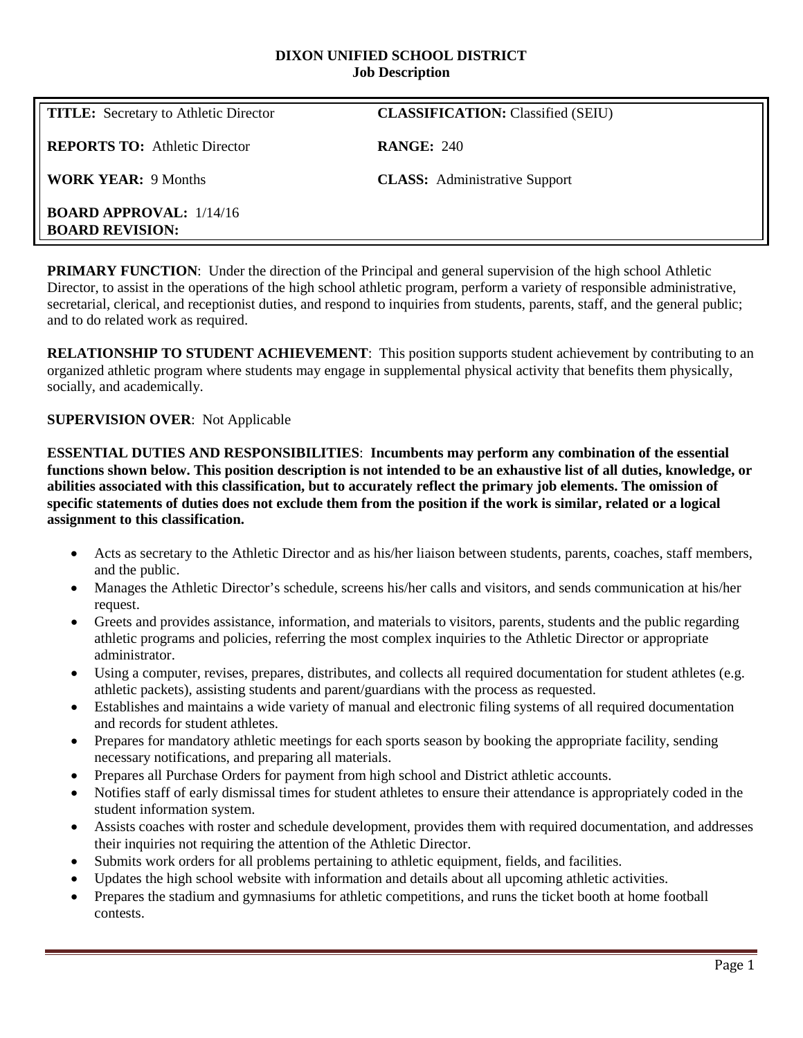**DIXON UNIFIED SCHOOL DISTRICT**
**Job Description**

| | |
|---|---|
| **TITLE:** Secretary to Athletic Director | **CLASSIFICATION:** Classified (SEIU) |
| **REPORTS TO:** Athletic Director | **RANGE:** 240 |
| **WORK YEAR:** 9 Months | **CLASS:** Administrative Support |
| **BOARD APPROVAL:** 1/14/16<br>**BOARD REVISION:** | |

**PRIMARY FUNCTION**: Under the direction of the Principal and general supervision of the high school Athletic Director, to assist in the operations of the high school athletic program, perform a variety of responsible administrative, secretarial, clerical, and receptionist duties, and respond to inquiries from students, parents, staff, and the general public; and to do related work as required.

**RELATIONSHIP TO STUDENT ACHIEVEMENT**: This position supports student achievement by contributing to an organized athletic program where students may engage in supplemental physical activity that benefits them physically, socially, and academically.

**SUPERVISION OVER**: Not Applicable

**ESSENTIAL DUTIES AND RESPONSIBILITIES**: **Incumbents may perform any combination of the essential functions shown below. This position description is not intended to be an exhaustive list of all duties, knowledge, or abilities associated with this classification, but to accurately reflect the primary job elements. The omission of specific statements of duties does not exclude them from the position if the work is similar, related or a logical assignment to this classification.**

- Acts as secretary to the Athletic Director and as his/her liaison between students, parents, coaches, staff members, and the public.
- Manages the Athletic Director's schedule, screens his/her calls and visitors, and sends communication at his/her request.
- Greets and provides assistance, information, and materials to visitors, parents, students and the public regarding athletic programs and policies, referring the most complex inquiries to the Athletic Director or appropriate administrator.
- Using a computer, revises, prepares, distributes, and collects all required documentation for student athletes (e.g. athletic packets), assisting students and parent/guardians with the process as requested.
- Establishes and maintains a wide variety of manual and electronic filing systems of all required documentation and records for student athletes.
- Prepares for mandatory athletic meetings for each sports season by booking the appropriate facility, sending necessary notifications, and preparing all materials.
- Prepares all Purchase Orders for payment from high school and District athletic accounts.
- Notifies staff of early dismissal times for student athletes to ensure their attendance is appropriately coded in the student information system.
- Assists coaches with roster and schedule development, provides them with required documentation, and addresses their inquiries not requiring the attention of the Athletic Director.
- Submits work orders for all problems pertaining to athletic equipment, fields, and facilities.
- Updates the high school website with information and details about all upcoming athletic activities.
- Prepares the stadium and gymnasiums for athletic competitions, and runs the ticket booth at home football contests.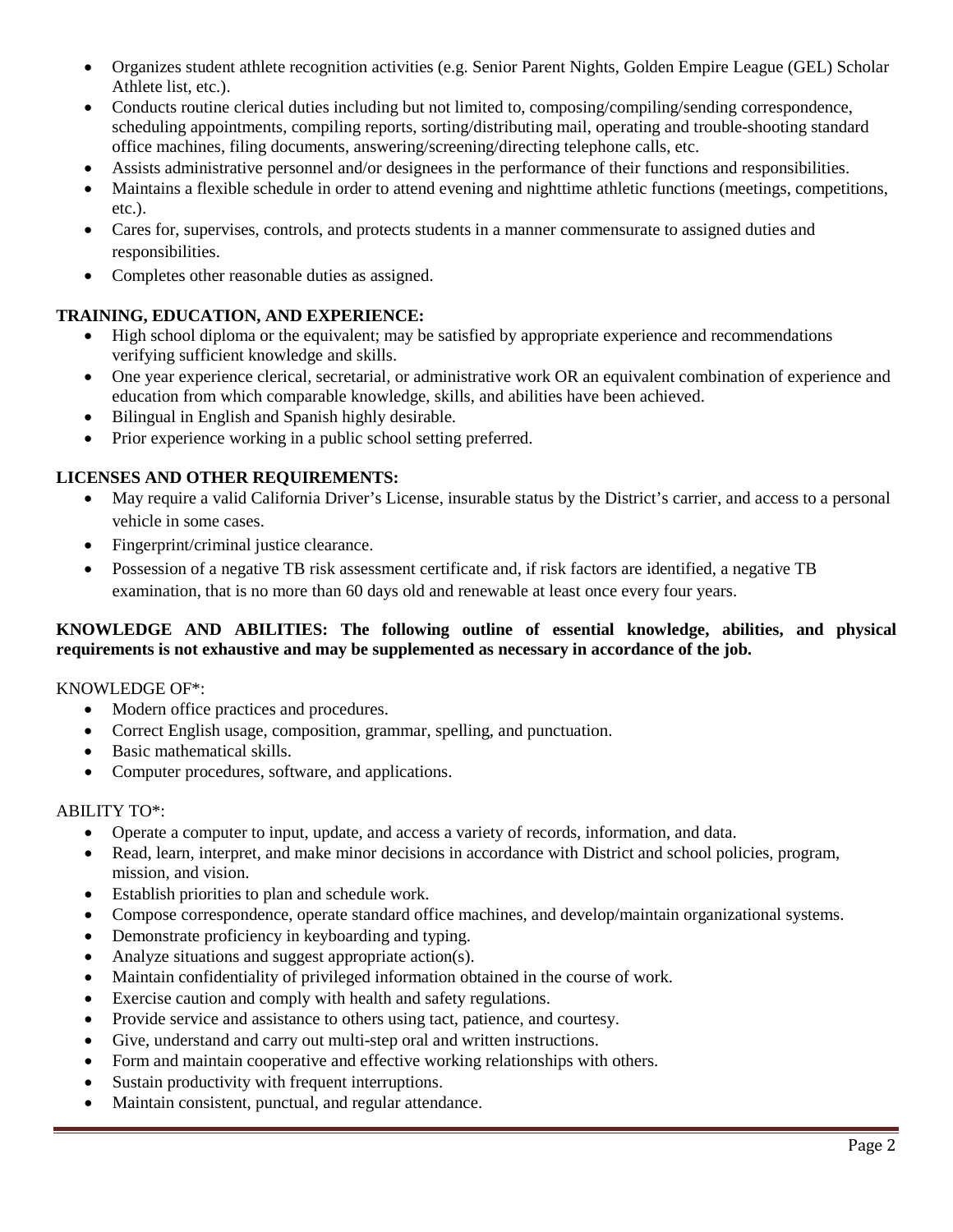- Organizes student athlete recognition activities (e.g. Senior Parent Nights, Golden Empire League (GEL) Scholar Athlete list, etc.).
- Conducts routine clerical duties including but not limited to, composing/compiling/sending correspondence, scheduling appointments, compiling reports, sorting/distributing mail, operating and trouble-shooting standard office machines, filing documents, answering/screening/directing telephone calls, etc.
- Assists administrative personnel and/or designees in the performance of their functions and responsibilities.
- Maintains a flexible schedule in order to attend evening and nighttime athletic functions (meetings, competitions, etc.).
- Cares for, supervises, controls, and protects students in a manner commensurate to assigned duties and responsibilities.
- Completes other reasonable duties as assigned.

**TRAINING, EDUCATION, AND EXPERIENCE:**

- High school diploma or the equivalent; may be satisfied by appropriate experience and recommendations verifying sufficient knowledge and skills.
- One year experience clerical, secretarial, or administrative work OR an equivalent combination of experience and education from which comparable knowledge, skills, and abilities have been achieved.
- Bilingual in English and Spanish highly desirable.
- Prior experience working in a public school setting preferred.

**LICENSES AND OTHER REQUIREMENTS:**

- May require a valid California Driver's License, insurable status by the District's carrier, and access to a personal vehicle in some cases.
- Fingerprint/criminal justice clearance.
- Possession of a negative TB risk assessment certificate and, if risk factors are identified, a negative TB examination, that is no more than 60 days old and renewable at least once every four years.

**KNOWLEDGE AND ABILITIES: The following outline of essential knowledge, abilities, and physical requirements is not exhaustive and may be supplemented as necessary in accordance of the job.**

KNOWLEDGE OF*:

- Modern office practices and procedures.
- Correct English usage, composition, grammar, spelling, and punctuation.
- Basic mathematical skills.
- Computer procedures, software, and applications.

ABILITY TO*:

- Operate a computer to input, update, and access a variety of records, information, and data.
- Read, learn, interpret, and make minor decisions in accordance with District and school policies, program, mission, and vision.
- Establish priorities to plan and schedule work.
- Compose correspondence, operate standard office machines, and develop/maintain organizational systems.
- Demonstrate proficiency in keyboarding and typing.
- Analyze situations and suggest appropriate action(s).
- Maintain confidentiality of privileged information obtained in the course of work.
- Exercise caution and comply with health and safety regulations.
- Provide service and assistance to others using tact, patience, and courtesy.
- Give, understand and carry out multi-step oral and written instructions.
- Form and maintain cooperative and effective working relationships with others.
- Sustain productivity with frequent interruptions.
- Maintain consistent, punctual, and regular attendance.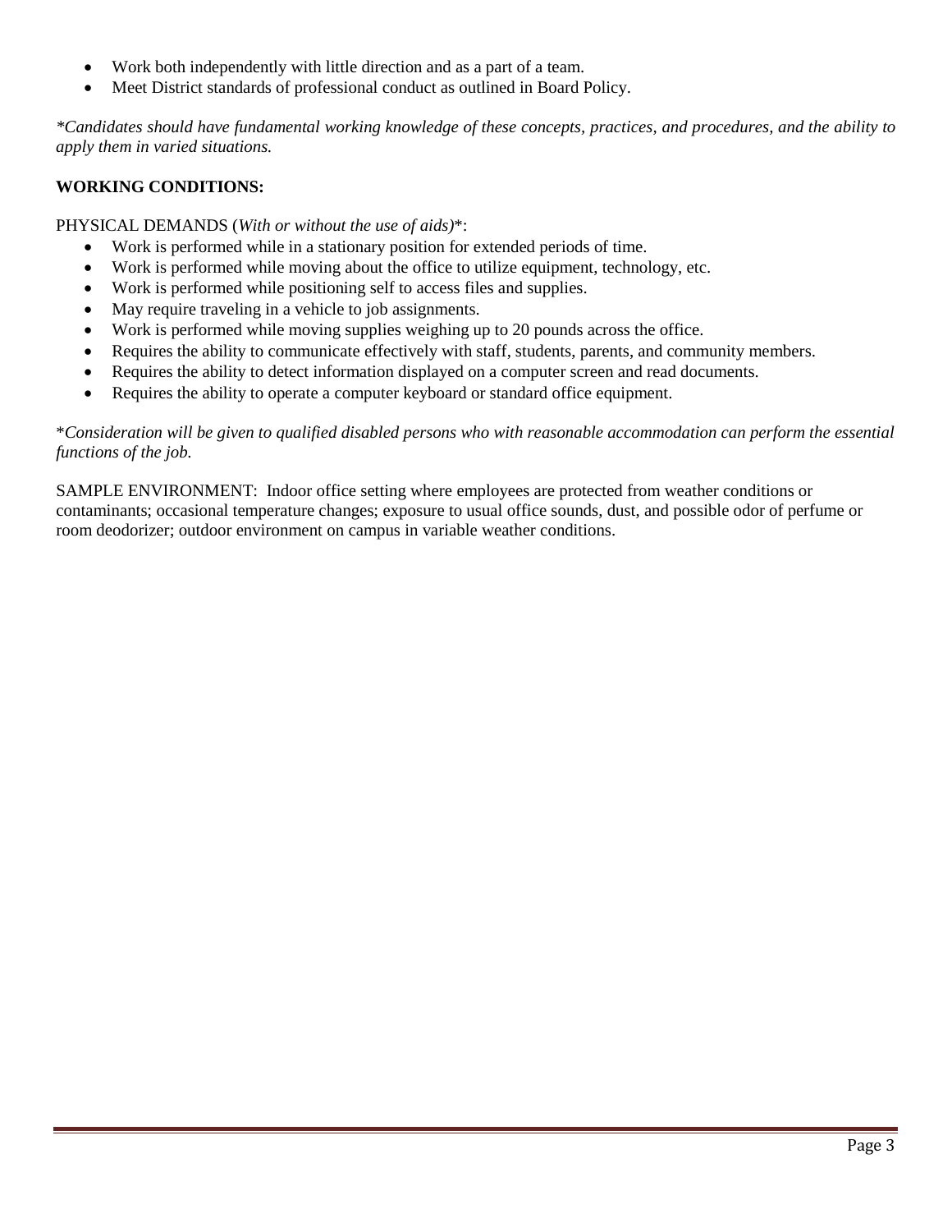- Work both independently with little direction and as a part of a team.
- Meet District standards of professional conduct as outlined in Board Policy.

*\*Candidates should have fundamental working knowledge of these concepts, practices, and procedures, and the ability to apply them in varied situations.*

**WORKING CONDITIONS:**

PHYSICAL DEMANDS (*With or without the use of aids)*\*:

- Work is performed while in a stationary position for extended periods of time.
- Work is performed while moving about the office to utilize equipment, technology, etc.
- Work is performed while positioning self to access files and supplies.
- May require traveling in a vehicle to job assignments.
- Work is performed while moving supplies weighing up to 20 pounds across the office.
- Requires the ability to communicate effectively with staff, students, parents, and community members.
- Requires the ability to detect information displayed on a computer screen and read documents.
- Requires the ability to operate a computer keyboard or standard office equipment.

\**Consideration will be given to qualified disabled persons who with reasonable accommodation can perform the essential functions of the job.*

SAMPLE ENVIRONMENT: Indoor office setting where employees are protected from weather conditions or contaminants; occasional temperature changes; exposure to usual office sounds, dust, and possible odor of perfume or room deodorizer; outdoor environment on campus in variable weather conditions.